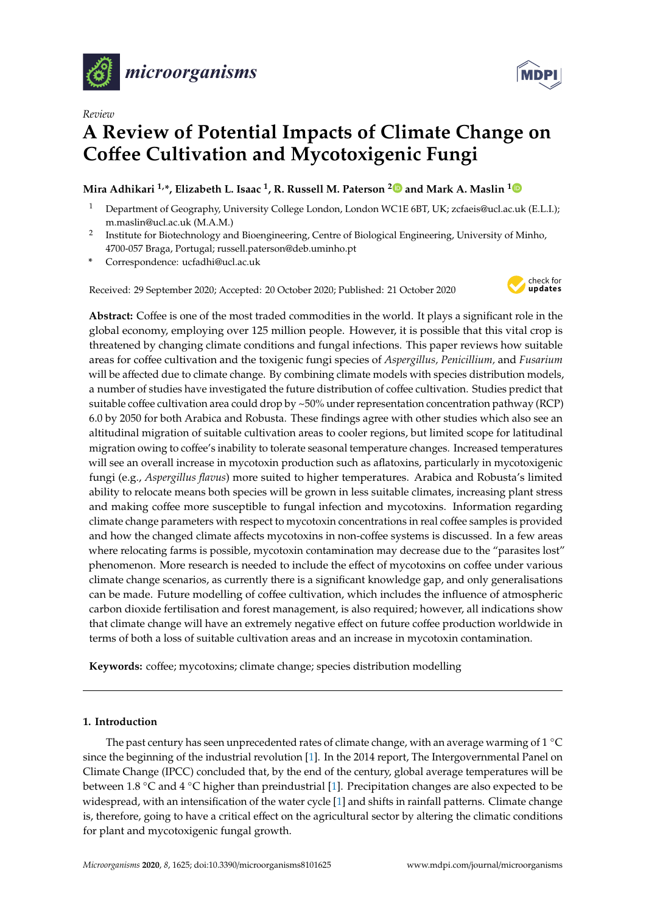*Review*

# A Review of Potential Impacts of Climate Change on Coffee Cultivation and Mycotoxigenic Fungi

**Mira Adhikari [1,*], Elizabeth L. Isaac [1], R. Russell M. Paterson [2] and Mark A. Maslin [1]**

[1] Department of Geography, University College London, London WC1E 6BT, UK; zcfaeis@ucl.ac.uk (E.L.I.); m.maslin@ucl.ac.uk (M.A.M.)

[2] Institute for Biotechnology and Bioengineering, Centre of Biological Engineering, University of Minho, 4700-057 Braga, Portugal; russell.paterson@deb.uminho.pt

\* Correspondence: ucfadhi@ucl.ac.uk

Received: 29 September 2020; Accepted: 20 October 2020; Published: 21 October 2020

**Abstract:** Coffee is one of the most traded commodities in the world. It plays a significant role in the global economy, employing over 125 million people. However, it is possible that this vital crop is threatened by changing climate conditions and fungal infections. This paper reviews how suitable areas for coffee cultivation and the toxigenic fungi species of *Aspergillus, Penicillium,* and *Fusarium* will be affected due to climate change. By combining climate models with species distribution models, a number of studies have investigated the future distribution of coffee cultivation. Studies predict that suitable coffee cultivation area could drop by ~50% under representation concentration pathway (RCP) 6.0 by 2050 for both Arabica and Robusta. These findings agree with other studies which also see an altitudinal migration of suitable cultivation areas to cooler regions, but limited scope for latitudinal migration owing to coffee's inability to tolerate seasonal temperature changes. Increased temperatures will see an overall increase in mycotoxin production such as aflatoxins, particularly in mycotoxigenic fungi (e.g., *Aspergillus flavus*) more suited to higher temperatures. Arabica and Robusta's limited ability to relocate means both species will be grown in less suitable climates, increasing plant stress and making coffee more susceptible to fungal infection and mycotoxins. Information regarding climate change parameters with respect to mycotoxin concentrations in real coffee samples is provided and how the changed climate affects mycotoxins in non-coffee systems is discussed. In a few areas where relocating farms is possible, mycotoxin contamination may decrease due to the "parasites lost" phenomenon. More research is needed to include the effect of mycotoxins on coffee under various climate change scenarios, as currently there is a significant knowledge gap, and only generalisations can be made. Future modelling of coffee cultivation, which includes the influence of atmospheric carbon dioxide fertilisation and forest management, is also required; however, all indications show that climate change will have an extremely negative effect on future coffee production worldwide in terms of both a loss of suitable cultivation areas and an increase in mycotoxin contamination.

**Keywords:** coffee; mycotoxins; climate change; species distribution modelling

## 1. Introduction

The past century has seen unprecedented rates of climate change, with an average warming of 1 °C since the beginning of the industrial revolution [1]. In the 2014 report, The Intergovernmental Panel on Climate Change (IPCC) concluded that, by the end of the century, global average temperatures will be between 1.8 °C and 4 °C higher than preindustrial [1]. Precipitation changes are also expected to be widespread, with an intensification of the water cycle [1] and shifts in rainfall patterns. Climate change is, therefore, going to have a critical effect on the agricultural sector by altering the climatic conditions for plant and mycotoxigenic fungal growth.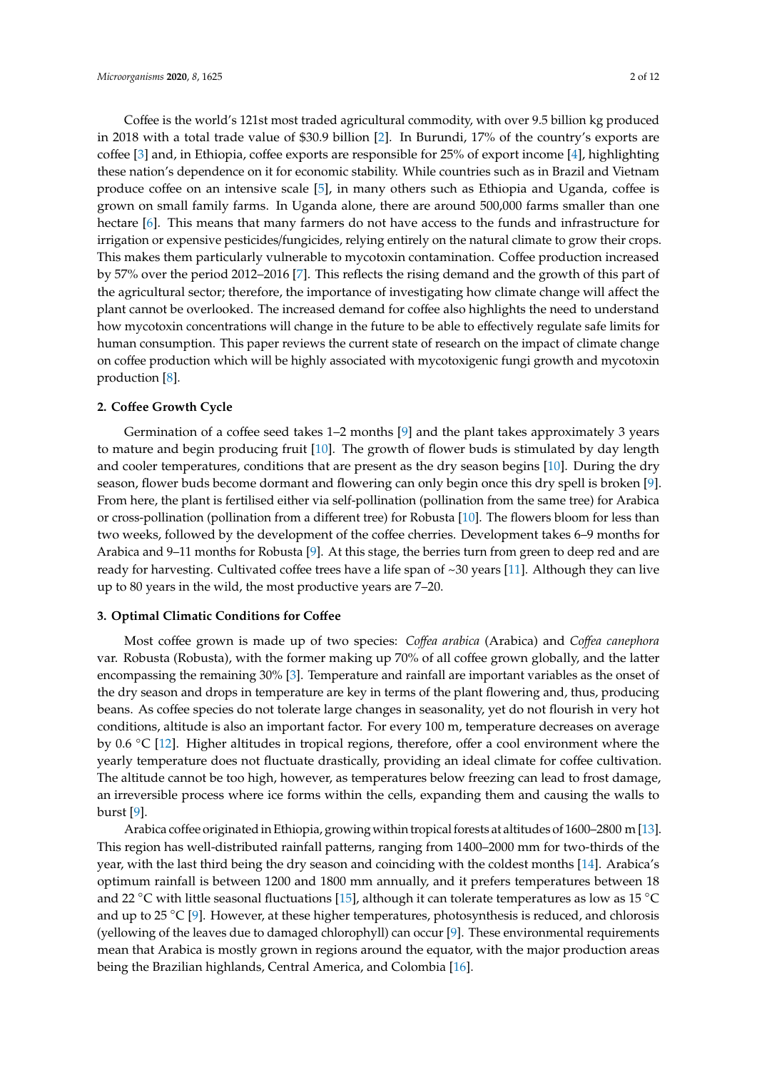Coffee is the world's 121st most traded agricultural commodity, with over 9.5 billion kg produced in 2018 with a total trade value of $30.9 billion [2]. In Burundi, 17% of the country's exports are coffee [3] and, in Ethiopia, coffee exports are responsible for 25% of export income [4], highlighting these nation's dependence on it for economic stability. While countries such as in Brazil and Vietnam produce coffee on an intensive scale [5], in many others such as Ethiopia and Uganda, coffee is grown on small family farms. In Uganda alone, there are around 500,000 farms smaller than one hectare [6]. This means that many farmers do not have access to the funds and infrastructure for irrigation or expensive pesticides/fungicides, relying entirely on the natural climate to grow their crops. This makes them particularly vulnerable to mycotoxin contamination. Coffee production increased by 57% over the period 2012–2016 [7]. This reflects the rising demand and the growth of this part of the agricultural sector; therefore, the importance of investigating how climate change will affect the plant cannot be overlooked. The increased demand for coffee also highlights the need to understand how mycotoxin concentrations will change in the future to be able to effectively regulate safe limits for human consumption. This paper reviews the current state of research on the impact of climate change on coffee production which will be highly associated with mycotoxigenic fungi growth and mycotoxin production [8].

## 2. Coffee Growth Cycle

Germination of a coffee seed takes 1–2 months [9] and the plant takes approximately 3 years to mature and begin producing fruit [10]. The growth of flower buds is stimulated by day length and cooler temperatures, conditions that are present as the dry season begins [10]. During the dry season, flower buds become dormant and flowering can only begin once this dry spell is broken [9]. From here, the plant is fertilised either via self-pollination (pollination from the same tree) for Arabica or cross-pollination (pollination from a different tree) for Robusta [10]. The flowers bloom for less than two weeks, followed by the development of the coffee cherries. Development takes 6–9 months for Arabica and 9–11 months for Robusta [9]. At this stage, the berries turn from green to deep red and are ready for harvesting. Cultivated coffee trees have a life span of ~30 years [11]. Although they can live up to 80 years in the wild, the most productive years are 7–20.

## 3. Optimal Climatic Conditions for Coffee

Most coffee grown is made up of two species: *Coffea arabica* (Arabica) and *Coffea canephora* var. Robusta (Robusta), with the former making up 70% of all coffee grown globally, and the latter encompassing the remaining 30% [3]. Temperature and rainfall are important variables as the onset of the dry season and drops in temperature are key in terms of the plant flowering and, thus, producing beans. As coffee species do not tolerate large changes in seasonality, yet do not flourish in very hot conditions, altitude is also an important factor. For every 100 m, temperature decreases on average by 0.6 °C [12]. Higher altitudes in tropical regions, therefore, offer a cool environment where the yearly temperature does not fluctuate drastically, providing an ideal climate for coffee cultivation. The altitude cannot be too high, however, as temperatures below freezing can lead to frost damage, an irreversible process where ice forms within the cells, expanding them and causing the walls to burst [9].

Arabica coffee originated in Ethiopia, growing within tropical forests at altitudes of 1600–2800 m [13]. This region has well-distributed rainfall patterns, ranging from 1400–2000 mm for two-thirds of the year, with the last third being the dry season and coinciding with the coldest months [14]. Arabica's optimum rainfall is between 1200 and 1800 mm annually, and it prefers temperatures between 18 and 22 °C with little seasonal fluctuations [15], although it can tolerate temperatures as low as 15 °C and up to 25 °C [9]. However, at these higher temperatures, photosynthesis is reduced, and chlorosis (yellowing of the leaves due to damaged chlorophyll) can occur [9]. These environmental requirements mean that Arabica is mostly grown in regions around the equator, with the major production areas being the Brazilian highlands, Central America, and Colombia [16].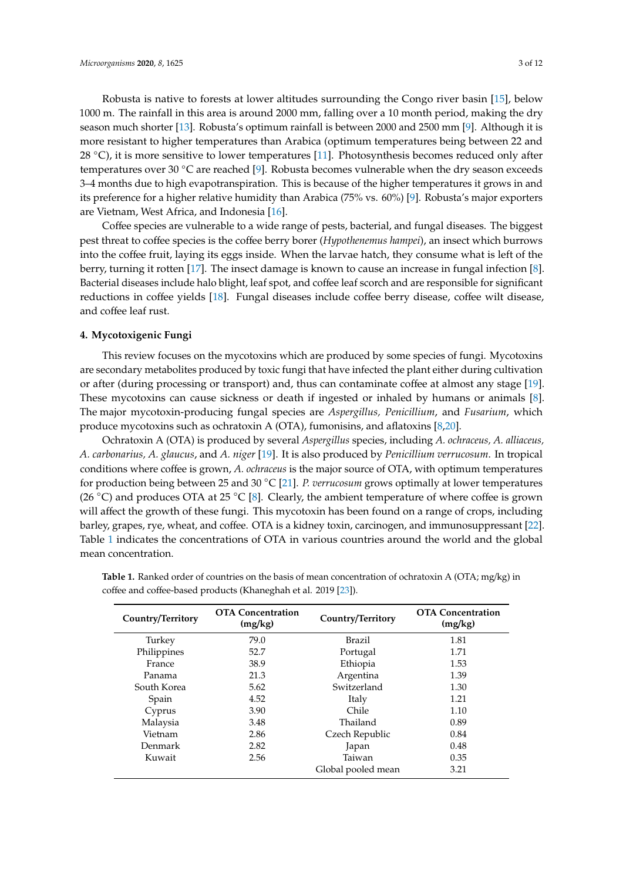Robusta is native to forests at lower altitudes surrounding the Congo river basin [15], below 1000 m. The rainfall in this area is around 2000 mm, falling over a 10 month period, making the dry season much shorter [13]. Robusta's optimum rainfall is between 2000 and 2500 mm [9]. Although it is more resistant to higher temperatures than Arabica (optimum temperatures being between 22 and 28 °C), it is more sensitive to lower temperatures [11]. Photosynthesis becomes reduced only after temperatures over 30 °C are reached [9]. Robusta becomes vulnerable when the dry season exceeds 3–4 months due to high evapotranspiration. This is because of the higher temperatures it grows in and its preference for a higher relative humidity than Arabica (75% vs. 60%) [9]. Robusta's major exporters are Vietnam, West Africa, and Indonesia [16].

Coffee species are vulnerable to a wide range of pests, bacterial, and fungal diseases. The biggest pest threat to coffee species is the coffee berry borer (*Hypothenemus hampei*), an insect which burrows into the coffee fruit, laying its eggs inside. When the larvae hatch, they consume what is left of the berry, turning it rotten [17]. The insect damage is known to cause an increase in fungal infection [8]. Bacterial diseases include halo blight, leaf spot, and coffee leaf scorch and are responsible for significant reductions in coffee yields [18]. Fungal diseases include coffee berry disease, coffee wilt disease, and coffee leaf rust.

## 4. Mycotoxigenic Fungi

This review focuses on the mycotoxins which are produced by some species of fungi. Mycotoxins are secondary metabolites produced by toxic fungi that have infected the plant either during cultivation or after (during processing or transport) and, thus can contaminate coffee at almost any stage [19]. These mycotoxins can cause sickness or death if ingested or inhaled by humans or animals [8]. The major mycotoxin-producing fungal species are *Aspergillus, Penicillium*, and *Fusarium*, which produce mycotoxins such as ochratoxin A (OTA), fumonisins, and aflatoxins [8,20].

Ochratoxin A (OTA) is produced by several *Aspergillus* species, including *A. ochraceus, A. alliaceus, A. carbonarius, A. glaucus*, and *A. niger* [19]. It is also produced by *Penicillium verrucosum*. In tropical conditions where coffee is grown, *A. ochraceus* is the major source of OTA, with optimum temperatures for production being between 25 and 30 °C [21]. *P. verrucosum* grows optimally at lower temperatures (26 °C) and produces OTA at 25 °C [8]. Clearly, the ambient temperature of where coffee is grown will affect the growth of these fungi. This mycotoxin has been found on a range of crops, including barley, grapes, rye, wheat, and coffee. OTA is a kidney toxin, carcinogen, and immunosuppressant [22]. Table 1 indicates the concentrations of OTA in various countries around the world and the global mean concentration.

**Table 1.** Ranked order of countries on the basis of mean concentration of ochratoxin A (OTA; mg/kg) in coffee and coffee-based products (Khaneghah et al. 2019 [23]).

| Country/Territory | OTA Concentration (mg/kg) | Country/Territory | OTA Concentration (mg/kg) |
|---|---|---|---|
| Turkey | 79.0 | Brazil | 1.81 |
| Philippines | 52.7 | Portugal | 1.71 |
| France | 38.9 | Ethiopia | 1.53 |
| Panama | 21.3 | Argentina | 1.39 |
| South Korea | 5.62 | Switzerland | 1.30 |
| Spain | 4.52 | Italy | 1.21 |
| Cyprus | 3.90 | Chile | 1.10 |
| Malaysia | 3.48 | Thailand | 0.89 |
| Vietnam | 2.86 | Czech Republic | 0.84 |
| Denmark | 2.82 | Japan | 0.48 |
| Kuwait | 2.56 | Taiwan | 0.35 |
| | | Global pooled mean | 3.21 |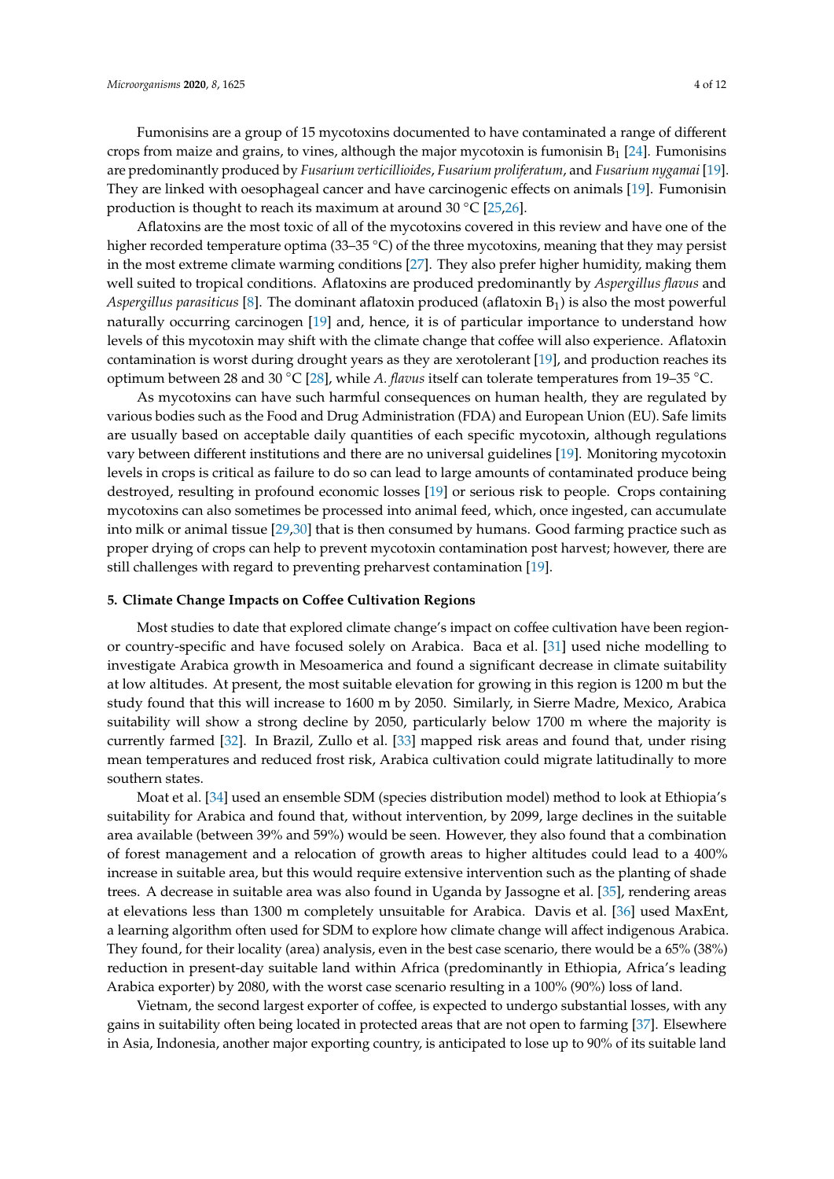Fumonisins are a group of 15 mycotoxins documented to have contaminated a range of different crops from maize and grains, to vines, although the major mycotoxin is fumonisin $B_1$ [24]. Fumonisins are predominantly produced by *Fusarium verticillioides*, *Fusarium proliferatum*, and *Fusarium nygamai* [19]. They are linked with oesophageal cancer and have carcinogenic effects on animals [19]. Fumonisin production is thought to reach its maximum at around 30 °C [25,26].

Aflatoxins are the most toxic of all of the mycotoxins covered in this review and have one of the higher recorded temperature optima (33–35 °C) of the three mycotoxins, meaning that they may persist in the most extreme climate warming conditions [27]. They also prefer higher humidity, making them well suited to tropical conditions. Aflatoxins are produced predominantly by *Aspergillus flavus* and *Aspergillus parasiticus* [8]. The dominant aflatoxin produced (aflatoxin $B_1$) is also the most powerful naturally occurring carcinogen [19] and, hence, it is of particular importance to understand how levels of this mycotoxin may shift with the climate change that coffee will also experience. Aflatoxin contamination is worst during drought years as they are xerotolerant [19], and production reaches its optimum between 28 and 30 °C [28], while *A. flavus* itself can tolerate temperatures from 19–35 °C.

As mycotoxins can have such harmful consequences on human health, they are regulated by various bodies such as the Food and Drug Administration (FDA) and European Union (EU). Safe limits are usually based on acceptable daily quantities of each specific mycotoxin, although regulations vary between different institutions and there are no universal guidelines [19]. Monitoring mycotoxin levels in crops is critical as failure to do so can lead to large amounts of contaminated produce being destroyed, resulting in profound economic losses [19] or serious risk to people. Crops containing mycotoxins can also sometimes be processed into animal feed, which, once ingested, can accumulate into milk or animal tissue [29,30] that is then consumed by humans. Good farming practice such as proper drying of crops can help to prevent mycotoxin contamination post harvest; however, there are still challenges with regard to preventing preharvest contamination [19].

## 5. Climate Change Impacts on Coffee Cultivation Regions

Most studies to date that explored climate change's impact on coffee cultivation have been region- or country-specific and have focused solely on Arabica. Baca et al. [31] used niche modelling to investigate Arabica growth in Mesoamerica and found a significant decrease in climate suitability at low altitudes. At present, the most suitable elevation for growing in this region is 1200 m but the study found that this will increase to 1600 m by 2050. Similarly, in Sierre Madre, Mexico, Arabica suitability will show a strong decline by 2050, particularly below 1700 m where the majority is currently farmed [32]. In Brazil, Zullo et al. [33] mapped risk areas and found that, under rising mean temperatures and reduced frost risk, Arabica cultivation could migrate latitudinally to more southern states.

Moat et al. [34] used an ensemble SDM (species distribution model) method to look at Ethiopia's suitability for Arabica and found that, without intervention, by 2099, large declines in the suitable area available (between 39% and 59%) would be seen. However, they also found that a combination of forest management and a relocation of growth areas to higher altitudes could lead to a 400% increase in suitable area, but this would require extensive intervention such as the planting of shade trees. A decrease in suitable area was also found in Uganda by Jassogne et al. [35], rendering areas at elevations less than 1300 m completely unsuitable for Arabica. Davis et al. [36] used MaxEnt, a learning algorithm often used for SDM to explore how climate change will affect indigenous Arabica. They found, for their locality (area) analysis, even in the best case scenario, there would be a 65% (38%) reduction in present-day suitable land within Africa (predominantly in Ethiopia, Africa's leading Arabica exporter) by 2080, with the worst case scenario resulting in a 100% (90%) loss of land.

Vietnam, the second largest exporter of coffee, is expected to undergo substantial losses, with any gains in suitability often being located in protected areas that are not open to farming [37]. Elsewhere in Asia, Indonesia, another major exporting country, is anticipated to lose up to 90% of its suitable land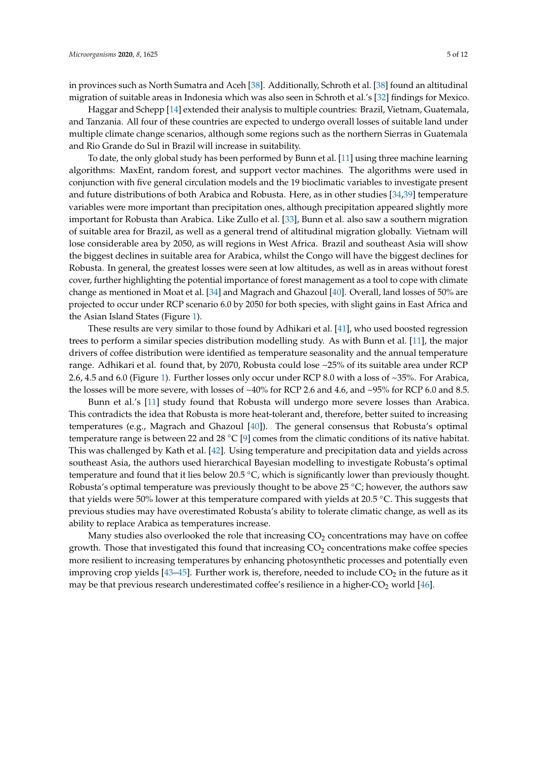in provinces such as North Sumatra and Aceh [38]. Additionally, Schroth et al. [38] found an altitudinal migration of suitable areas in Indonesia which was also seen in Schroth et al.'s [32] findings for Mexico.

Haggar and Schepp [14] extended their analysis to multiple countries: Brazil, Vietnam, Guatemala, and Tanzania. All four of these countries are expected to undergo overall losses of suitable land under multiple climate change scenarios, although some regions such as the northern Sierras in Guatemala and Rio Grande do Sul in Brazil will increase in suitability.

To date, the only global study has been performed by Bunn et al. [11] using three machine learning algorithms: MaxEnt, random forest, and support vector machines. The algorithms were used in conjunction with five general circulation models and the 19 bioclimatic variables to investigate present and future distributions of both Arabica and Robusta. Here, as in other studies [34,39] temperature variables were more important than precipitation ones, although precipitation appeared slightly more important for Robusta than Arabica. Like Zullo et al. [33], Bunn et al. also saw a southern migration of suitable area for Brazil, as well as a general trend of altitudinal migration globally. Vietnam will lose considerable area by 2050, as will regions in West Africa. Brazil and southeast Asia will show the biggest declines in suitable area for Arabica, whilst the Congo will have the biggest declines for Robusta. In general, the greatest losses were seen at low altitudes, as well as in areas without forest cover, further highlighting the potential importance of forest management as a tool to cope with climate change as mentioned in Moat et al. [34] and Magrach and Ghazoul [40]. Overall, land losses of 50% are projected to occur under RCP scenario 6.0 by 2050 for both species, with slight gains in East Africa and the Asian Island States (Figure 1).

These results are very similar to those found by Adhikari et al. [41], who used boosted regression trees to perform a similar species distribution modelling study. As with Bunn et al. [11], the major drivers of coffee distribution were identified as temperature seasonality and the annual temperature range. Adhikari et al. found that, by 2070, Robusta could lose ~25% of its suitable area under RCP 2.6, 4.5 and 6.0 (Figure 1). Further losses only occur under RCP 8.0 with a loss of ~35%. For Arabica, the losses will be more severe, with losses of ~40% for RCP 2.6 and 4.6, and ~95% for RCP 6.0 and 8.5.

Bunn et al.'s [11] study found that Robusta will undergo more severe losses than Arabica. This contradicts the idea that Robusta is more heat-tolerant and, therefore, better suited to increasing temperatures (e.g., Magrach and Ghazoul [40]). The general consensus that Robusta's optimal temperature range is between 22 and 28 °C [9] comes from the climatic conditions of its native habitat. This was challenged by Kath et al. [42]. Using temperature and precipitation data and yields across southeast Asia, the authors used hierarchical Bayesian modelling to investigate Robusta's optimal temperature and found that it lies below 20.5 °C, which is significantly lower than previously thought. Robusta's optimal temperature was previously thought to be above 25 °C; however, the authors saw that yields were 50% lower at this temperature compared with yields at 20.5 °C. This suggests that previous studies may have overestimated Robusta's ability to tolerate climatic change, as well as its ability to replace Arabica as temperatures increase.

Many studies also overlooked the role that increasing $CO_2$ concentrations may have on coffee growth. Those that investigated this found that increasing $CO_2$ concentrations make coffee species more resilient to increasing temperatures by enhancing photosynthetic processes and potentially even improving crop yields [43–45]. Further work is, therefore, needed to include $CO_2$ in the future as it may be that previous research underestimated coffee's resilience in a higher-$CO_2$ world [46].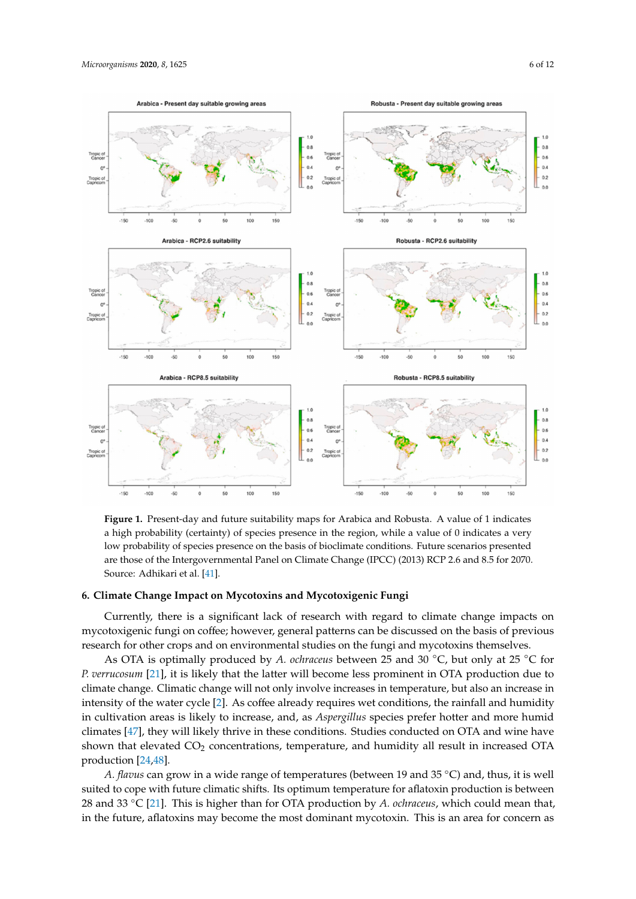**Figure 1.** Present-day and future suitability maps for Arabica and Robusta. A value of 1 indicates a high probability (certainty) of species presence in the region, while a value of 0 indicates a very low probability of species presence on the basis of bioclimate conditions. Future scenarios presented are those of the Intergovernmental Panel on Climate Change (IPCC) (2013) RCP 2.6 and 8.5 for 2070. Source: Adhikari et al. [41].

## 6. Climate Change Impact on Mycotoxins and Mycotoxigenic Fungi

Currently, there is a significant lack of research with regard to climate change impacts on mycotoxigenic fungi on coffee; however, general patterns can be discussed on the basis of previous research for other crops and on environmental studies on the fungi and mycotoxins themselves.

As OTA is optimally produced by *A. ochraceus* between 25 and 30 °C, but only at 25 °C for *P. verrucosum* [21], it is likely that the latter will become less prominent in OTA production due to climate change. Climatic change will not only involve increases in temperature, but also an increase in intensity of the water cycle [2]. As coffee already requires wet conditions, the rainfall and humidity in cultivation areas is likely to increase, and, as *Aspergillus* species prefer hotter and more humid climates [47], they will likely thrive in these conditions. Studies conducted on OTA and wine have shown that elevated $CO_2$ concentrations, temperature, and humidity all result in increased OTA production [24,48].

*A. flavus* can grow in a wide range of temperatures (between 19 and 35 °C) and, thus, it is well suited to cope with future climatic shifts. Its optimum temperature for aflatoxin production is between 28 and 33 °C [21]. This is higher than for OTA production by *A. ochraceus*, which could mean that, in the future, aflatoxins may become the most dominant mycotoxin. This is an area for concern as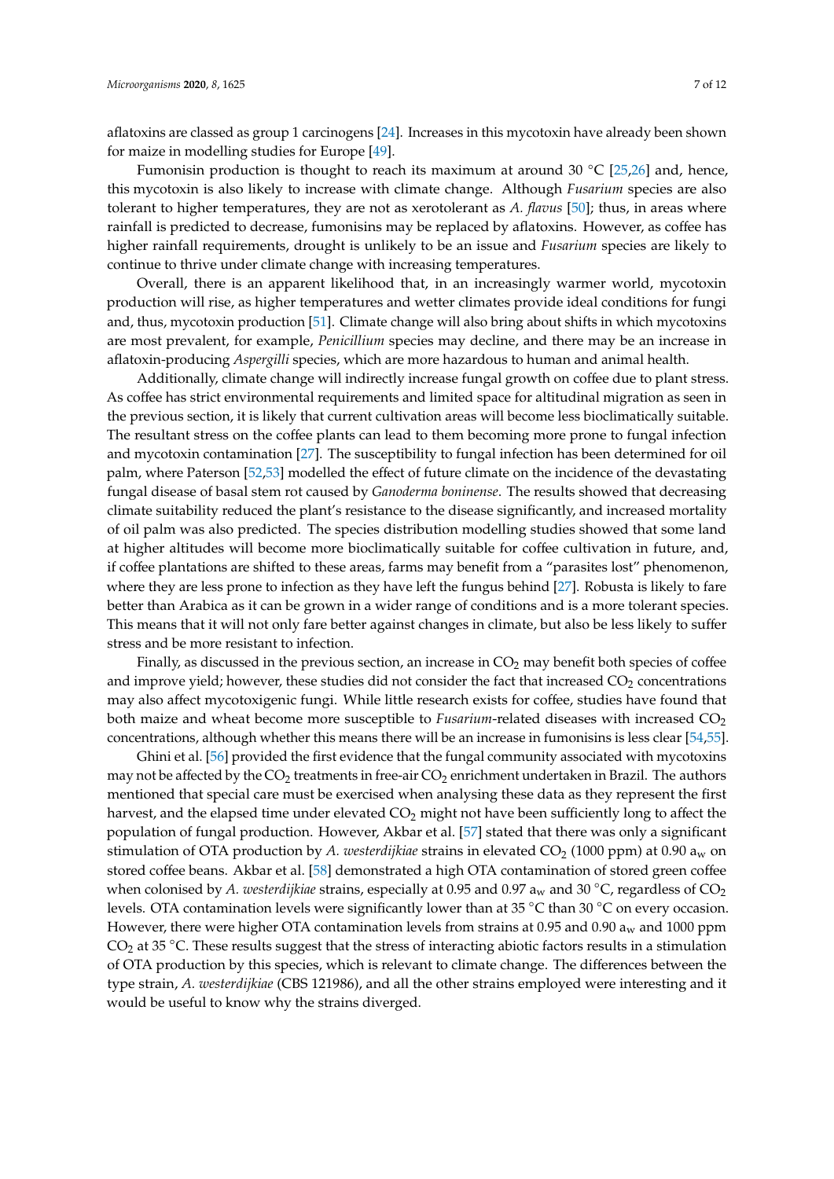aflatoxins are classed as group 1 carcinogens [24]. Increases in this mycotoxin have already been shown for maize in modelling studies for Europe [49].

Fumonisin production is thought to reach its maximum at around 30 °C [25,26] and, hence, this mycotoxin is also likely to increase with climate change. Although *Fusarium* species are also tolerant to higher temperatures, they are not as xerotolerant as *A. flavus* [50]; thus, in areas where rainfall is predicted to decrease, fumonisins may be replaced by aflatoxins. However, as coffee has higher rainfall requirements, drought is unlikely to be an issue and *Fusarium* species are likely to continue to thrive under climate change with increasing temperatures.

Overall, there is an apparent likelihood that, in an increasingly warmer world, mycotoxin production will rise, as higher temperatures and wetter climates provide ideal conditions for fungi and, thus, mycotoxin production [51]. Climate change will also bring about shifts in which mycotoxins are most prevalent, for example, *Penicillium* species may decline, and there may be an increase in aflatoxin-producing *Aspergilli* species, which are more hazardous to human and animal health.

Additionally, climate change will indirectly increase fungal growth on coffee due to plant stress. As coffee has strict environmental requirements and limited space for altitudinal migration as seen in the previous section, it is likely that current cultivation areas will become less bioclimatically suitable. The resultant stress on the coffee plants can lead to them becoming more prone to fungal infection and mycotoxin contamination [27]. The susceptibility to fungal infection has been determined for oil palm, where Paterson [52,53] modelled the effect of future climate on the incidence of the devastating fungal disease of basal stem rot caused by *Ganoderma boninense*. The results showed that decreasing climate suitability reduced the plant's resistance to the disease significantly, and increased mortality of oil palm was also predicted. The species distribution modelling studies showed that some land at higher altitudes will become more bioclimatically suitable for coffee cultivation in future, and, if coffee plantations are shifted to these areas, farms may benefit from a "parasites lost" phenomenon, where they are less prone to infection as they have left the fungus behind [27]. Robusta is likely to fare better than Arabica as it can be grown in a wider range of conditions and is a more tolerant species. This means that it will not only fare better against changes in climate, but also be less likely to suffer stress and be more resistant to infection.

Finally, as discussed in the previous section, an increase in $CO_2$ may benefit both species of coffee and improve yield; however, these studies did not consider the fact that increased $CO_2$ concentrations may also affect mycotoxigenic fungi. While little research exists for coffee, studies have found that both maize and wheat become more susceptible to *Fusarium*-related diseases with increased $CO_2$ concentrations, although whether this means there will be an increase in fumonisins is less clear [54,55].

Ghini et al. [56] provided the first evidence that the fungal community associated with mycotoxins may not be affected by the $CO_2$ treatments in free-air $CO_2$ enrichment undertaken in Brazil. The authors mentioned that special care must be exercised when analysing these data as they represent the first harvest, and the elapsed time under elevated $CO_2$ might not have been sufficiently long to affect the population of fungal production. However, Akbar et al. [57] stated that there was only a significant stimulation of OTA production by *A. westerdijkiae* strains in elevated $CO_2$ (1000 ppm) at 0.90 $a_w$ on stored coffee beans. Akbar et al. [58] demonstrated a high OTA contamination of stored green coffee when colonised by *A. westerdijkiae* strains, especially at 0.95 and 0.97 $a_w$ and 30 °C, regardless of $CO_2$ levels. OTA contamination levels were significantly lower than at 35 °C than 30 °C on every occasion. However, there were higher OTA contamination levels from strains at 0.95 and 0.90 $a_w$ and 1000 ppm $CO_2$ at 35 °C. These results suggest that the stress of interacting abiotic factors results in a stimulation of OTA production by this species, which is relevant to climate change. The differences between the type strain, *A. westerdijkiae* (CBS 121986), and all the other strains employed were interesting and it would be useful to know why the strains diverged.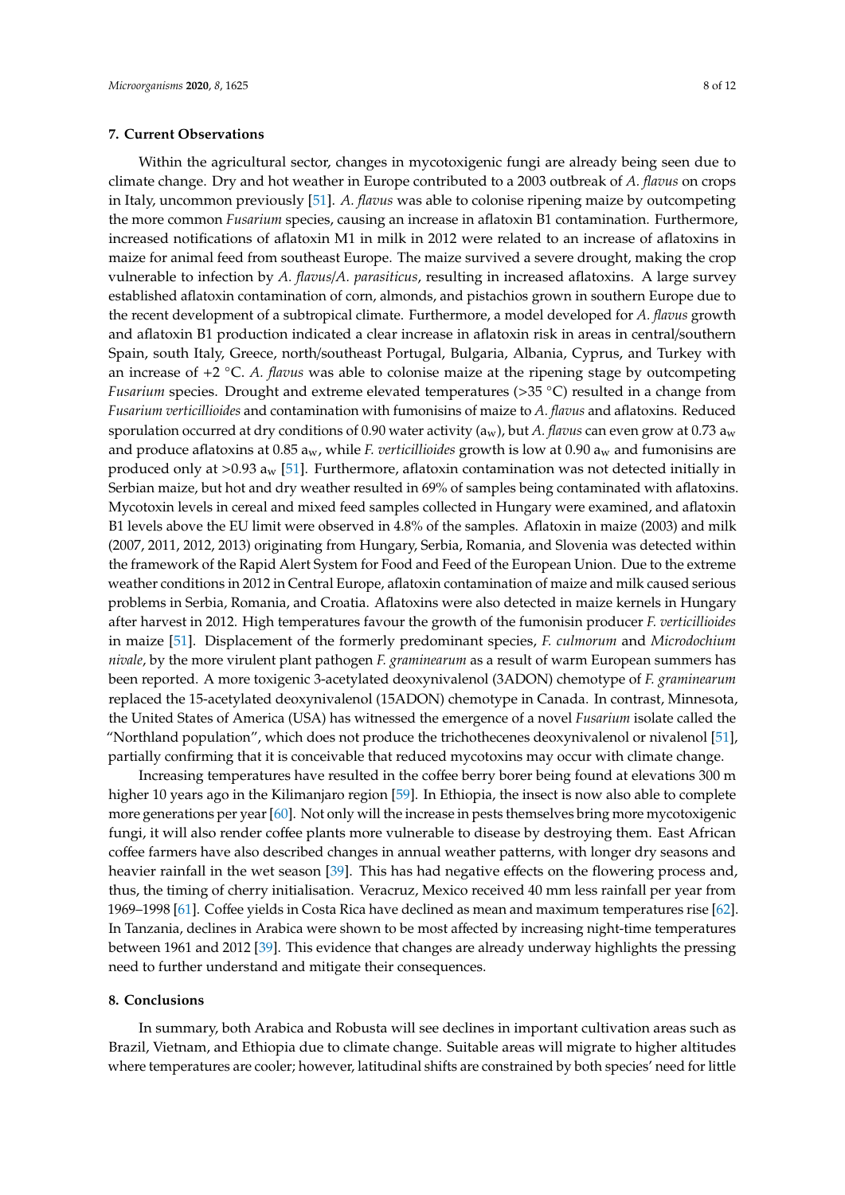## 7. Current Observations

Within the agricultural sector, changes in mycotoxigenic fungi are already being seen due to climate change. Dry and hot weather in Europe contributed to a 2003 outbreak of *A. flavus* on crops in Italy, uncommon previously [51]. *A. flavus* was able to colonise ripening maize by outcompeting the more common *Fusarium* species, causing an increase in aflatoxin B1 contamination. Furthermore, increased notifications of aflatoxin M1 in milk in 2012 were related to an increase of aflatoxins in maize for animal feed from southeast Europe. The maize survived a severe drought, making the crop vulnerable to infection by *A. flavus*/*A. parasiticus*, resulting in increased aflatoxins. A large survey established aflatoxin contamination of corn, almonds, and pistachios grown in southern Europe due to the recent development of a subtropical climate. Furthermore, a model developed for *A. flavus* growth and aflatoxin B1 production indicated a clear increase in aflatoxin risk in areas in central/southern Spain, south Italy, Greece, north/southeast Portugal, Bulgaria, Albania, Cyprus, and Turkey with an increase of +2 °C. *A. flavus* was able to colonise maize at the ripening stage by outcompeting *Fusarium* species. Drought and extreme elevated temperatures (>35 °C) resulted in a change from *Fusarium verticillioides* and contamination with fumonisins of maize to *A. flavus* and aflatoxins. Reduced sporulation occurred at dry conditions of 0.90 water activity ($a_w$), but *A. flavus* can even grow at 0.73 $a_w$ and produce aflatoxins at 0.85 $a_w$, while *F. verticillioides* growth is low at 0.90 $a_w$ and fumonisins are produced only at >0.93 $a_w$ [51]. Furthermore, aflatoxin contamination was not detected initially in Serbian maize, but hot and dry weather resulted in 69% of samples being contaminated with aflatoxins. Mycotoxin levels in cereal and mixed feed samples collected in Hungary were examined, and aflatoxin B1 levels above the EU limit were observed in 4.8% of the samples. Aflatoxin in maize (2003) and milk (2007, 2011, 2012, 2013) originating from Hungary, Serbia, Romania, and Slovenia was detected within the framework of the Rapid Alert System for Food and Feed of the European Union. Due to the extreme weather conditions in 2012 in Central Europe, aflatoxin contamination of maize and milk caused serious problems in Serbia, Romania, and Croatia. Aflatoxins were also detected in maize kernels in Hungary after harvest in 2012. High temperatures favour the growth of the fumonisin producer *F. verticillioides* in maize [51]. Displacement of the formerly predominant species, *F. culmorum* and *Microdochium nivale*, by the more virulent plant pathogen *F. graminearum* as a result of warm European summers has been reported. A more toxigenic 3-acetylated deoxynivalenol (3ADON) chemotype of *F. graminearum* replaced the 15-acetylated deoxynivalenol (15ADON) chemotype in Canada. In contrast, Minnesota, the United States of America (USA) has witnessed the emergence of a novel *Fusarium* isolate called the "Northland population", which does not produce the trichothecenes deoxynivalenol or nivalenol [51], partially confirming that it is conceivable that reduced mycotoxins may occur with climate change.

Increasing temperatures have resulted in the coffee berry borer being found at elevations 300 m higher 10 years ago in the Kilimanjaro region [59]. In Ethiopia, the insect is now also able to complete more generations per year [60]. Not only will the increase in pests themselves bring more mycotoxigenic fungi, it will also render coffee plants more vulnerable to disease by destroying them. East African coffee farmers have also described changes in annual weather patterns, with longer dry seasons and heavier rainfall in the wet season [39]. This has had negative effects on the flowering process and, thus, the timing of cherry initialisation. Veracruz, Mexico received 40 mm less rainfall per year from 1969–1998 [61]. Coffee yields in Costa Rica have declined as mean and maximum temperatures rise [62]. In Tanzania, declines in Arabica were shown to be most affected by increasing night-time temperatures between 1961 and 2012 [39]. This evidence that changes are already underway highlights the pressing need to further understand and mitigate their consequences.

## 8. Conclusions

In summary, both Arabica and Robusta will see declines in important cultivation areas such as Brazil, Vietnam, and Ethiopia due to climate change. Suitable areas will migrate to higher altitudes where temperatures are cooler; however, latitudinal shifts are constrained by both species' need for little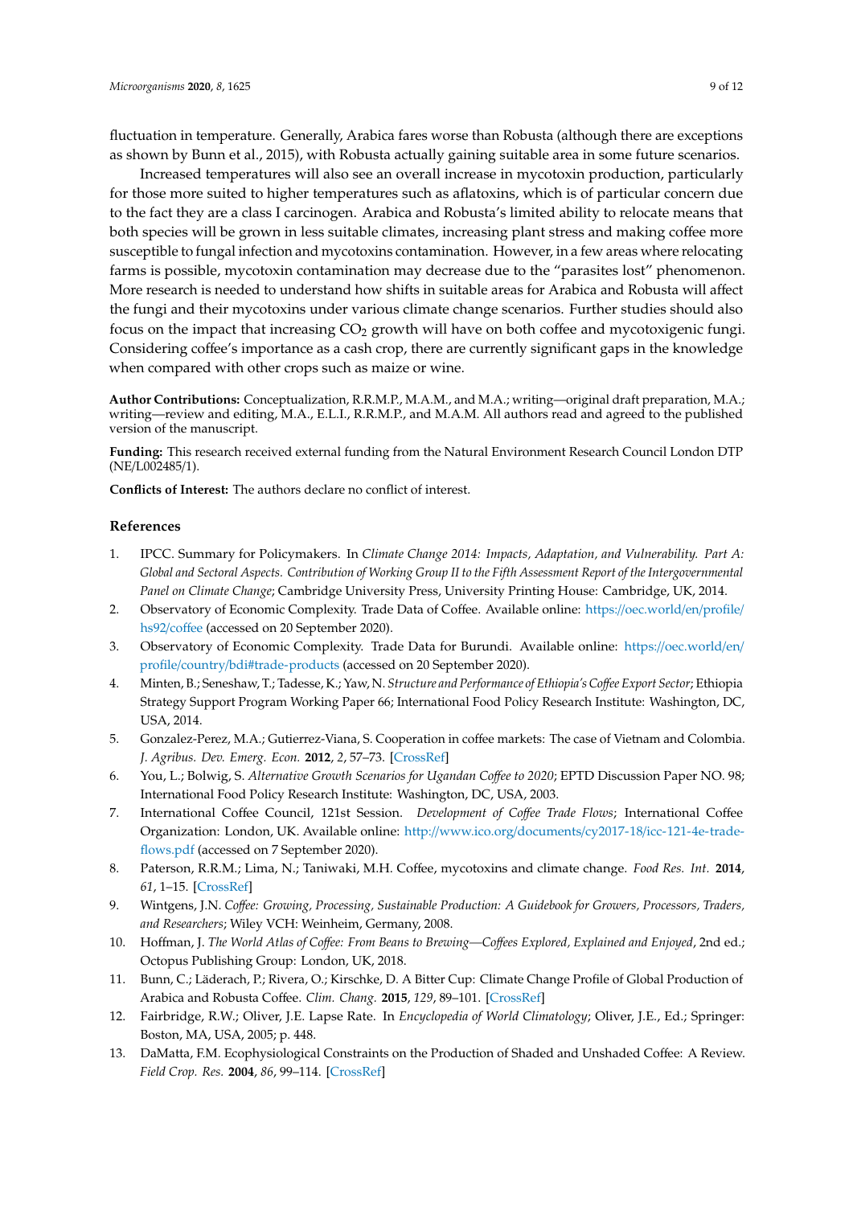fluctuation in temperature. Generally, Arabica fares worse than Robusta (although there are exceptions as shown by Bunn et al., 2015), with Robusta actually gaining suitable area in some future scenarios.

Increased temperatures will also see an overall increase in mycotoxin production, particularly for those more suited to higher temperatures such as aflatoxins, which is of particular concern due to the fact they are a class I carcinogen. Arabica and Robusta's limited ability to relocate means that both species will be grown in less suitable climates, increasing plant stress and making coffee more susceptible to fungal infection and mycotoxins contamination. However, in a few areas where relocating farms is possible, mycotoxin contamination may decrease due to the "parasites lost" phenomenon. More research is needed to understand how shifts in suitable areas for Arabica and Robusta will affect the fungi and their mycotoxins under various climate change scenarios. Further studies should also focus on the impact that increasing $CO_2$ growth will have on both coffee and mycotoxigenic fungi. Considering coffee's importance as a cash crop, there are currently significant gaps in the knowledge when compared with other crops such as maize or wine.

**Author Contributions:** Conceptualization, R.R.M.P., M.A.M., and M.A.; writing—original draft preparation, M.A.; writing—review and editing, M.A., E.L.I., R.R.M.P., and M.A.M. All authors read and agreed to the published version of the manuscript.

**Funding:** This research received external funding from the Natural Environment Research Council London DTP (NE/L002485/1).

**Conflicts of Interest:** The authors declare no conflict of interest.

## References

1. IPCC. Summary for Policymakers. In *Climate Change 2014: Impacts, Adaptation, and Vulnerability. Part A: Global and Sectoral Aspects. Contribution of Working Group II to the Fifth Assessment Report of the Intergovernmental Panel on Climate Change*; Cambridge University Press, University Printing House: Cambridge, UK, 2014.
2. Observatory of Economic Complexity. Trade Data of Coffee. Available online: https://oec.world/en/profile/hs92/coffee (accessed on 20 September 2020).
3. Observatory of Economic Complexity. Trade Data for Burundi. Available online: https://oec.world/en/profile/country/bdi#trade-products (accessed on 20 September 2020).
4. Minten, B.; Seneshaw, T.; Tadesse, K.; Yaw, N. *Structure and Performance of Ethiopia's Coffee Export Sector*; Ethiopia Strategy Support Program Working Paper 66; International Food Policy Research Institute: Washington, DC, USA, 2014.
5. Gonzalez-Perez, M.A.; Gutierrez-Viana, S. Cooperation in coffee markets: The case of Vietnam and Colombia. *J. Agribus. Dev. Emerg. Econ.* **2012**, *2*, 57–73. [CrossRef]
6. You, L.; Bolwig, S. *Alternative Growth Scenarios for Ugandan Coffee to 2020*; EPTD Discussion Paper NO. 98; International Food Policy Research Institute: Washington, DC, USA, 2003.
7. International Coffee Council, 121st Session. *Development of Coffee Trade Flows*; International Coffee Organization: London, UK. Available online: http://www.ico.org/documents/cy2017-18/icc-121-4e-trade-flows.pdf (accessed on 7 September 2020).
8. Paterson, R.R.M.; Lima, N.; Taniwaki, M.H. Coffee, mycotoxins and climate change. *Food Res. Int.* **2014**, *61*, 1–15. [CrossRef]
9. Wintgens, J.N. *Coffee: Growing, Processing, Sustainable Production: A Guidebook for Growers, Processors, Traders, and Researchers*; Wiley VCH: Weinheim, Germany, 2008.
10. Hoffman, J. *The World Atlas of Coffee: From Beans to Brewing—Coffees Explored, Explained and Enjoyed*, 2nd ed.; Octopus Publishing Group: London, UK, 2018.
11. Bunn, C.; Läderach, P.; Rivera, O.; Kirschke, D. A Bitter Cup: Climate Change Profile of Global Production of Arabica and Robusta Coffee. *Clim. Chang.* **2015**, *129*, 89–101. [CrossRef]
12. Fairbridge, R.W.; Oliver, J.E. Lapse Rate. In *Encyclopedia of World Climatology*; Oliver, J.E., Ed.; Springer: Boston, MA, USA, 2005; p. 448.
13. DaMatta, F.M. Ecophysiological Constraints on the Production of Shaded and Unshaded Coffee: A Review. *Field Crop. Res.* **2004**, *86*, 99–114. [CrossRef]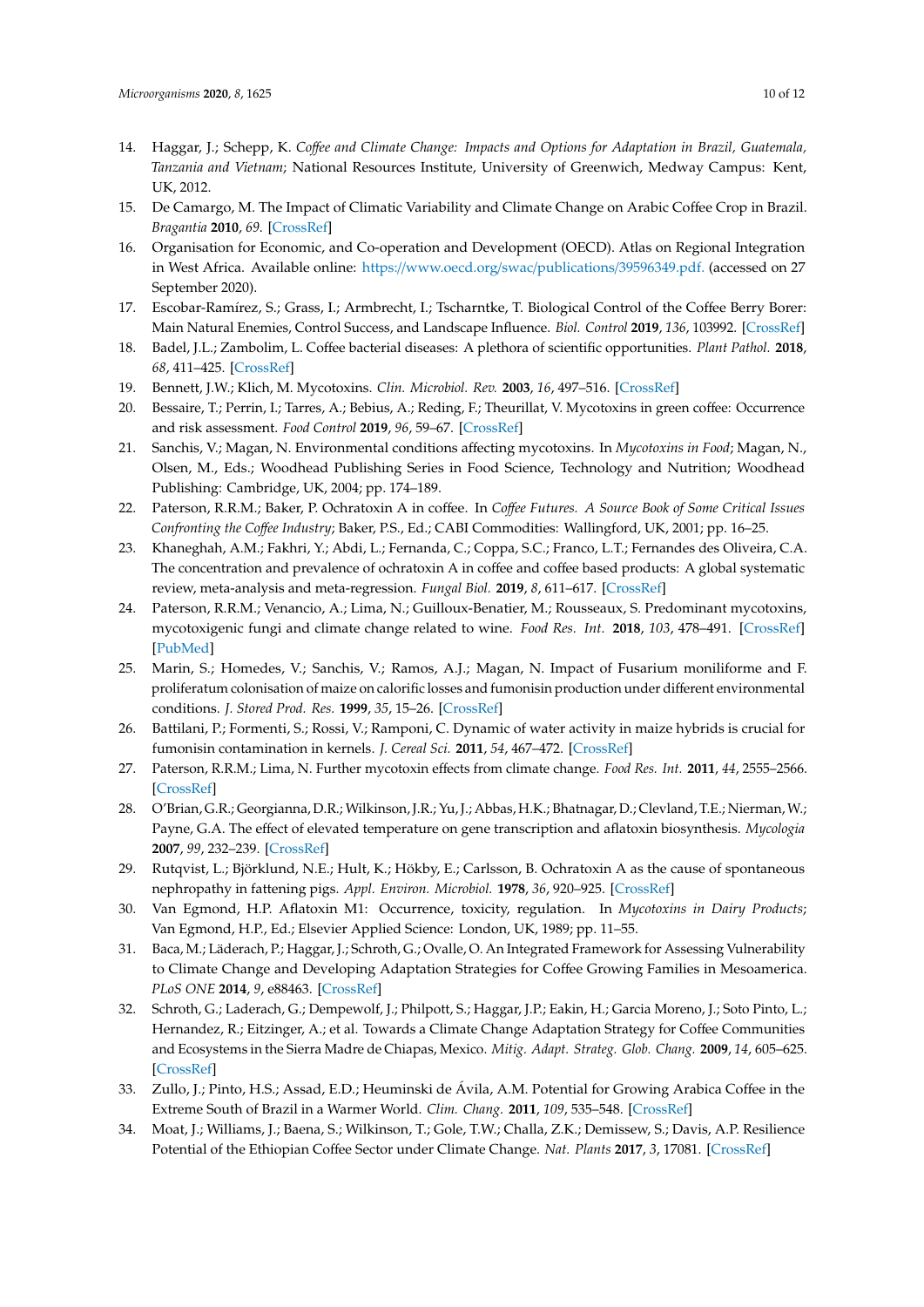14. Haggar, J.; Schepp, K. *Coffee and Climate Change: Impacts and Options for Adaptation in Brazil, Guatemala, Tanzania and Vietnam*; National Resources Institute, University of Greenwich, Medway Campus: Kent, UK, 2012.
15. De Camargo, M. The Impact of Climatic Variability and Climate Change on Arabic Coffee Crop in Brazil. *Bragantia* **2010**, *69*. [CrossRef]
16. Organisation for Economic, and Co-operation and Development (OECD). Atlas on Regional Integration in West Africa. Available online: https://www.oecd.org/swac/publications/39596349.pdf. (accessed on 27 September 2020).
17. Escobar-Ramírez, S.; Grass, I.; Armbrecht, I.; Tscharntke, T. Biological Control of the Coffee Berry Borer: Main Natural Enemies, Control Success, and Landscape Influence. *Biol. Control* **2019**, *136*, 103992. [CrossRef]
18. Badel, J.L.; Zambolim, L. Coffee bacterial diseases: A plethora of scientific opportunities. *Plant Pathol.* **2018**, *68*, 411–425. [CrossRef]
19. Bennett, J.W.; Klich, M. Mycotoxins. *Clin. Microbiol. Rev.* **2003**, *16*, 497–516. [CrossRef]
20. Bessaire, T.; Perrin, I.; Tarres, A.; Bebius, A.; Reding, F.; Theurillat, V. Mycotoxins in green coffee: Occurrence and risk assessment. *Food Control* **2019**, *96*, 59–67. [CrossRef]
21. Sanchis, V.; Magan, N. Environmental conditions affecting mycotoxins. In *Mycotoxins in Food*; Magan, N., Olsen, M., Eds.; Woodhead Publishing Series in Food Science, Technology and Nutrition; Woodhead Publishing: Cambridge, UK, 2004; pp. 174–189.
22. Paterson, R.R.M.; Baker, P. Ochratoxin A in coffee. In *Coffee Futures. A Source Book of Some Critical Issues Confronting the Coffee Industry*; Baker, P.S., Ed.; CABI Commodities: Wallingford, UK, 2001; pp. 16–25.
23. Khaneghah, A.M.; Fakhri, Y.; Abdi, L.; Fernanda, C.; Coppa, S.C.; Franco, L.T.; Fernandes des Oliveira, C.A. The concentration and prevalence of ochratoxin A in coffee and coffee based products: A global systematic review, meta-analysis and meta-regression. *Fungal Biol.* **2019**, *8*, 611–617. [CrossRef]
24. Paterson, R.R.M.; Venancio, A.; Lima, N.; Guilloux-Benatier, M.; Rousseaux, S. Predominant mycotoxins, mycotoxigenic fungi and climate change related to wine. *Food Res. Int.* **2018**, *103*, 478–491. [CrossRef] [PubMed]
25. Marin, S.; Homedes, V.; Sanchis, V.; Ramos, A.J.; Magan, N. Impact of Fusarium moniliforme and F. proliferatum colonisation of maize on calorific losses and fumonisin production under different environmental conditions. *J. Stored Prod. Res.* **1999**, *35*, 15–26. [CrossRef]
26. Battilani, P.; Formenti, S.; Rossi, V.; Ramponi, C. Dynamic of water activity in maize hybrids is crucial for fumonisin contamination in kernels. *J. Cereal Sci.* **2011**, *54*, 467–472. [CrossRef]
27. Paterson, R.R.M.; Lima, N. Further mycotoxin effects from climate change. *Food Res. Int.* **2011**, *44*, 2555–2566. [CrossRef]
28. O'Brian, G.R.; Georgianna, D.R.; Wilkinson, J.R.; Yu, J.; Abbas, H.K.; Bhatnagar, D.; Clevland, T.E.; Nierman, W.; Payne, G.A. The effect of elevated temperature on gene transcription and aflatoxin biosynthesis. *Mycologia* **2007**, *99*, 232–239. [CrossRef]
29. Rutqvist, L.; Björklund, N.E.; Hult, K.; Hökby, E.; Carlsson, B. Ochratoxin A as the cause of spontaneous nephropathy in fattening pigs. *Appl. Environ. Microbiol.* **1978**, *36*, 920–925. [CrossRef]
30. Van Egmond, H.P. Aflatoxin M1: Occurrence, toxicity, regulation. In *Mycotoxins in Dairy Products*; Van Egmond, H.P., Ed.; Elsevier Applied Science: London, UK, 1989; pp. 11–55.
31. Baca, M.; Läderach, P.; Haggar, J.; Schroth, G.; Ovalle, O. An Integrated Framework for Assessing Vulnerability to Climate Change and Developing Adaptation Strategies for Coffee Growing Families in Mesoamerica. *PLoS ONE* **2014**, *9*, e88463. [CrossRef]
32. Schroth, G.; Laderach, G.; Dempewolf, J.; Philpott, S.; Haggar, J.P.; Eakin, H.; Garcia Moreno, J.; Soto Pinto, L.; Hernandez, R.; Eitzinger, A.; et al. Towards a Climate Change Adaptation Strategy for Coffee Communities and Ecosystems in the Sierra Madre de Chiapas, Mexico. *Mitig. Adapt. Strateg. Glob. Chang.* **2009**, *14*, 605–625. [CrossRef]
33. Zullo, J.; Pinto, H.S.; Assad, E.D.; Heuminski de Ávila, A.M. Potential for Growing Arabica Coffee in the Extreme South of Brazil in a Warmer World. *Clim. Chang.* **2011**, *109*, 535–548. [CrossRef]
34. Moat, J.; Williams, J.; Baena, S.; Wilkinson, T.; Gole, T.W.; Challa, Z.K.; Demissew, S.; Davis, A.P. Resilience Potential of the Ethiopian Coffee Sector under Climate Change. *Nat. Plants* **2017**, *3*, 17081. [CrossRef]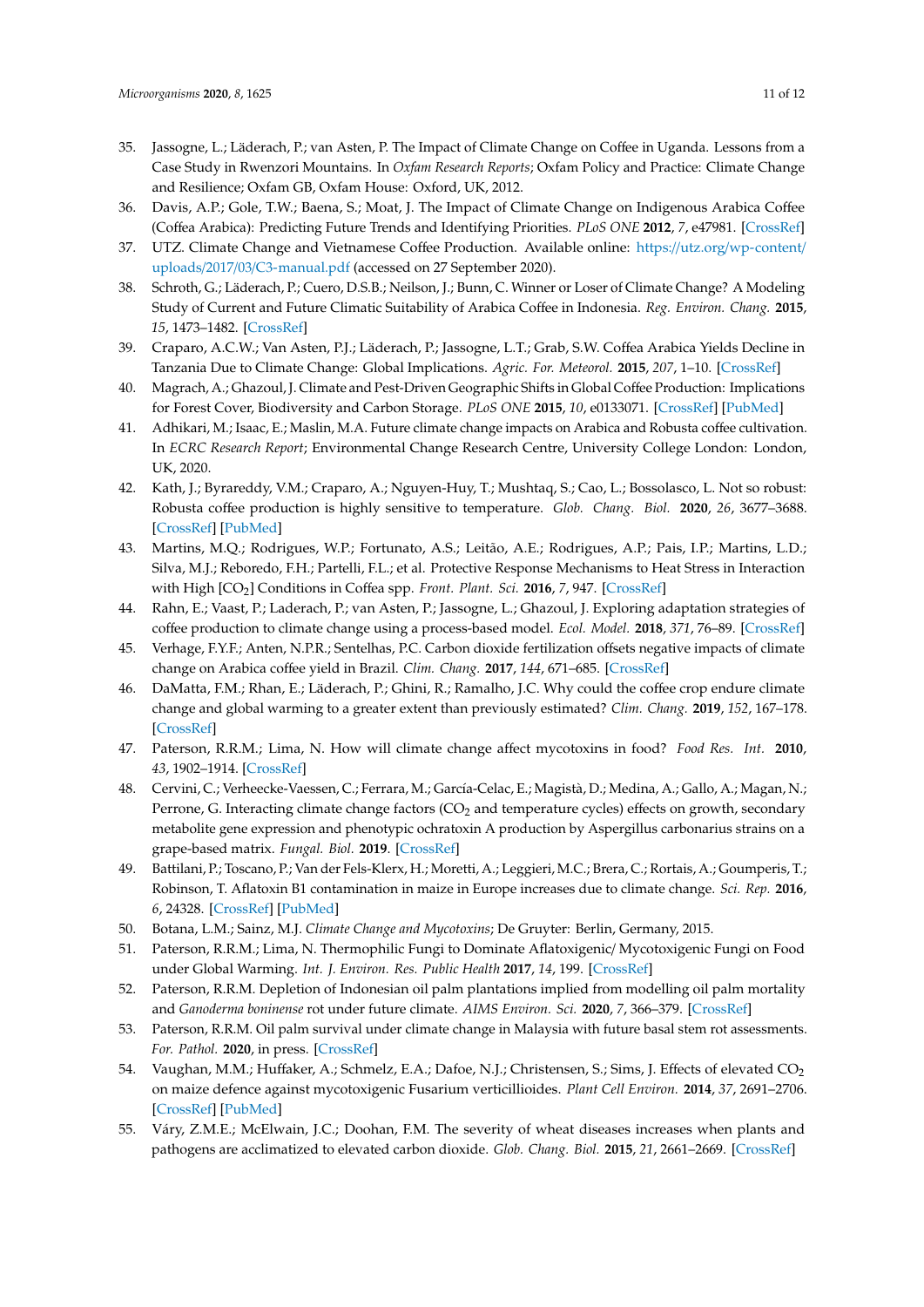35. Jassogne, L.; Läderach, P.; van Asten, P. The Impact of Climate Change on Coffee in Uganda. Lessons from a Case Study in Rwenzori Mountains. In *Oxfam Research Reports*; Oxfam Policy and Practice: Climate Change and Resilience; Oxfam GB, Oxfam House: Oxford, UK, 2012.
36. Davis, A.P.; Gole, T.W.; Baena, S.; Moat, J. The Impact of Climate Change on Indigenous Arabica Coffee (Coffea Arabica): Predicting Future Trends and Identifying Priorities. *PLoS ONE* **2012**, *7*, e47981. [CrossRef]
37. UTZ. Climate Change and Vietnamese Coffee Production. Available online: https://utz.org/wp-content/uploads/2017/03/C3-manual.pdf (accessed on 27 September 2020).
38. Schroth, G.; Läderach, P.; Cuero, D.S.B.; Neilson, J.; Bunn, C. Winner or Loser of Climate Change? A Modeling Study of Current and Future Climatic Suitability of Arabica Coffee in Indonesia. *Reg. Environ. Chang.* **2015**, *15*, 1473–1482. [CrossRef]
39. Craparo, A.C.W.; Van Asten, P.J.; Läderach, P.; Jassogne, L.T.; Grab, S.W. Coffea Arabica Yields Decline in Tanzania Due to Climate Change: Global Implications. *Agric. For. Meteorol.* **2015**, *207*, 1–10. [CrossRef]
40. Magrach, A.; Ghazoul, J. Climate and Pest-Driven Geographic Shifts in Global Coffee Production: Implications for Forest Cover, Biodiversity and Carbon Storage. *PLoS ONE* **2015**, *10*, e0133071. [CrossRef] [PubMed]
41. Adhikari, M.; Isaac, E.; Maslin, M.A. Future climate change impacts on Arabica and Robusta coffee cultivation. In *ECRC Research Report*; Environmental Change Research Centre, University College London: London, UK, 2020.
42. Kath, J.; Byrareddy, V.M.; Craparo, A.; Nguyen-Huy, T.; Mushtaq, S.; Cao, L.; Bossolasco, L. Not so robust: Robusta coffee production is highly sensitive to temperature. *Glob. Chang. Biol.* **2020**, *26*, 3677–3688. [CrossRef] [PubMed]
43. Martins, M.Q.; Rodrigues, W.P.; Fortunato, A.S.; Leitão, A.E.; Rodrigues, A.P.; Pais, I.P.; Martins, L.D.; Silva, M.J.; Reboredo, F.H.; Partelli, F.L.; et al. Protective Response Mechanisms to Heat Stress in Interaction with High [$CO_2$] Conditions in Coffea spp. *Front. Plant. Sci.* **2016**, *7*, 947. [CrossRef]
44. Rahn, E.; Vaast, P.; Laderach, P.; van Asten, P.; Jassogne, L.; Ghazoul, J. Exploring adaptation strategies of coffee production to climate change using a process-based model. *Ecol. Model.* **2018**, *371*, 76–89. [CrossRef]
45. Verhage, F.Y.F.; Anten, N.P.R.; Sentelhas, P.C. Carbon dioxide fertilization offsets negative impacts of climate change on Arabica coffee yield in Brazil. *Clim. Chang.* **2017**, *144*, 671–685. [CrossRef]
46. DaMatta, F.M.; Rhan, E.; Läderach, P.; Ghini, R.; Ramalho, J.C. Why could the coffee crop endure climate change and global warming to a greater extent than previously estimated? *Clim. Chang.* **2019**, *152*, 167–178. [CrossRef]
47. Paterson, R.R.M.; Lima, N. How will climate change affect mycotoxins in food? *Food Res. Int.* **2010**, *43*, 1902–1914. [CrossRef]
48. Cervini, C.; Verheecke-Vaessen, C.; Ferrara, M.; García-Celac, E.; Magistà, D.; Medina, A.; Gallo, A.; Magan, N.; Perrone, G. Interacting climate change factors ($CO_2$ and temperature cycles) effects on growth, secondary metabolite gene expression and phenotypic ochratoxin A production by Aspergillus carbonarius strains on a grape-based matrix. *Fungal. Biol.* **2019**. [CrossRef]
49. Battilani, P.; Toscano, P.; Van der Fels-Klerx, H.; Moretti, A.; Leggieri, M.C.; Brera, C.; Rortais, A.; Goumperis, T.; Robinson, T. Aflatoxin B1 contamination in maize in Europe increases due to climate change. *Sci. Rep.* **2016**, *6*, 24328. [CrossRef] [PubMed]
50. Botana, L.M.; Sainz, M.J. *Climate Change and Mycotoxins*; De Gruyter: Berlin, Germany, 2015.
51. Paterson, R.R.M.; Lima, N. Thermophilic Fungi to Dominate Aflatoxigenic/ Mycotoxigenic Fungi on Food under Global Warming. *Int. J. Environ. Res. Public Health* **2017**, *14*, 199. [CrossRef]
52. Paterson, R.R.M. Depletion of Indonesian oil palm plantations implied from modelling oil palm mortality and *Ganoderma boninense* rot under future climate. *AIMS Environ. Sci.* **2020**, *7*, 366–379. [CrossRef]
53. Paterson, R.R.M. Oil palm survival under climate change in Malaysia with future basal stem rot assessments. *For. Pathol.* **2020**, in press. [CrossRef]
54. Vaughan, M.M.; Huffaker, A.; Schmelz, E.A.; Dafoe, N.J.; Christensen, S.; Sims, J. Effects of elevated $CO_2$ on maize defence against mycotoxigenic Fusarium verticillioides. *Plant Cell Environ.* **2014**, *37*, 2691–2706. [CrossRef] [PubMed]
55. Váry, Z.M.E.; McElwain, J.C.; Doohan, F.M. The severity of wheat diseases increases when plants and pathogens are acclimatized to elevated carbon dioxide. *Glob. Chang. Biol.* **2015**, *21*, 2661–2669. [CrossRef]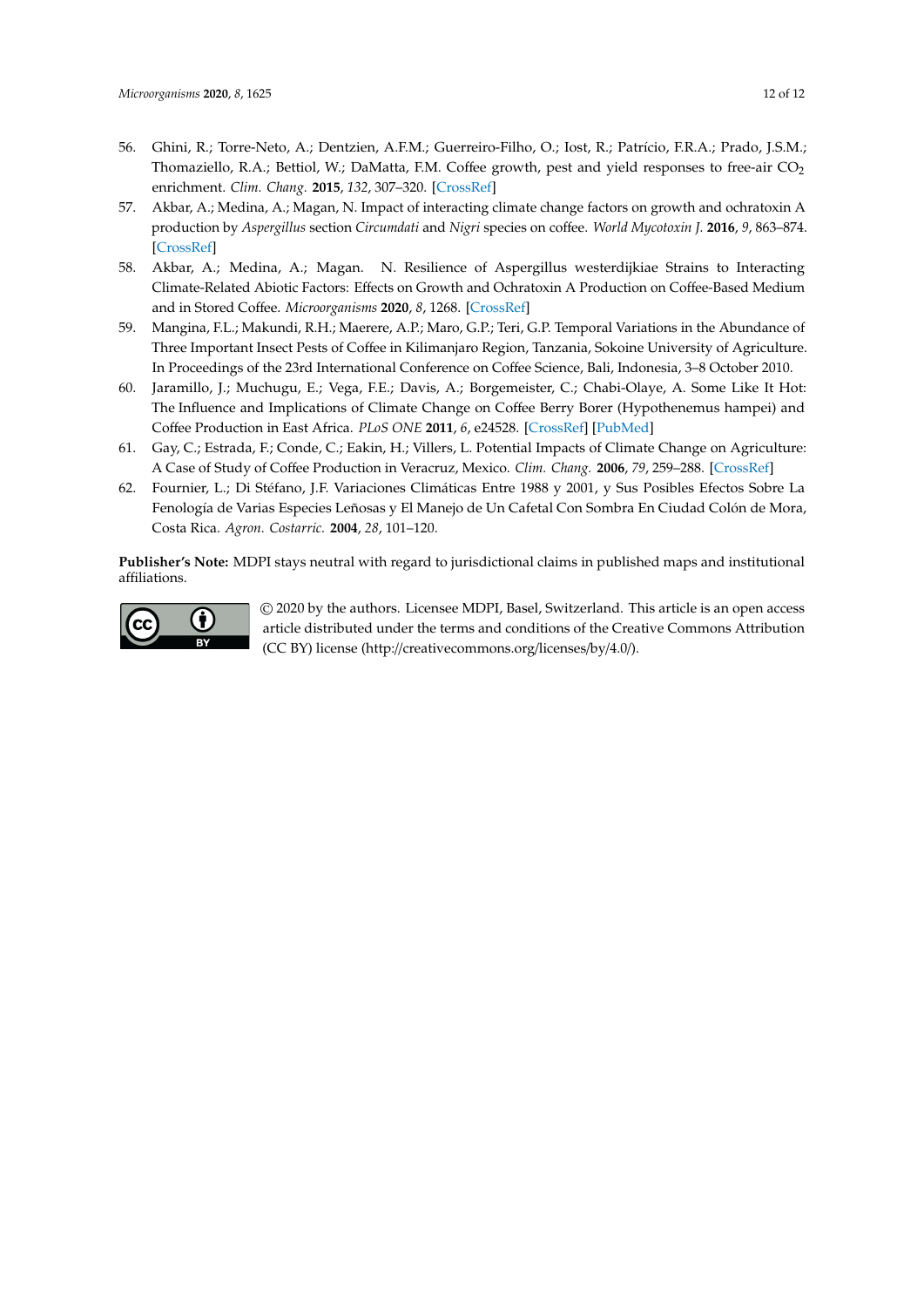56. Ghini, R.; Torre-Neto, A.; Dentzien, A.F.M.; Guerreiro-Filho, O.; Iost, R.; Patrício, F.R.A.; Prado, J.S.M.; Thomaziello, R.A.; Bettiol, W.; DaMatta, F.M. Coffee growth, pest and yield responses to free-air $CO_2$ enrichment. *Clim. Chang.* **2015**, *132*, 307–320. [CrossRef]
57. Akbar, A.; Medina, A.; Magan, N. Impact of interacting climate change factors on growth and ochratoxin A production by *Aspergillus* section *Circumdati* and *Nigri* species on coffee. *World Mycotoxin J.* **2016**, *9*, 863–874. [CrossRef]
58. Akbar, A.; Medina, A.; Magan. N. Resilience of Aspergillus westerdijkiae Strains to Interacting Climate-Related Abiotic Factors: Effects on Growth and Ochratoxin A Production on Coffee-Based Medium and in Stored Coffee. *Microorganisms* **2020**, *8*, 1268. [CrossRef]
59. Mangina, F.L.; Makundi, R.H.; Maerere, A.P.; Maro, G.P.; Teri, G.P. Temporal Variations in the Abundance of Three Important Insect Pests of Coffee in Kilimanjaro Region, Tanzania, Sokoine University of Agriculture. In Proceedings of the 23rd International Conference on Coffee Science, Bali, Indonesia, 3–8 October 2010.
60. Jaramillo, J.; Muchugu, E.; Vega, F.E.; Davis, A.; Borgemeister, C.; Chabi-Olaye, A. Some Like It Hot: The Influence and Implications of Climate Change on Coffee Berry Borer (Hypothenemus hampei) and Coffee Production in East Africa. *PLoS ONE* **2011**, *6*, e24528. [CrossRef] [PubMed]
61. Gay, C.; Estrada, F.; Conde, C.; Eakin, H.; Villers, L. Potential Impacts of Climate Change on Agriculture: A Case of Study of Coffee Production in Veracruz, Mexico. *Clim. Chang.* **2006**, *79*, 259–288. [CrossRef]
62. Fournier, L.; Di Stéfano, J.F. Variaciones Climáticas Entre 1988 y 2001, y Sus Posibles Efectos Sobre La Fenología de Varias Especies Leñosas y El Manejo de Un Cafetal Con Sombra En Ciudad Colón de Mora, Costa Rica. *Agron. Costarric.* **2004**, *28*, 101–120.

**Publisher's Note:** MDPI stays neutral with regard to jurisdictional claims in published maps and institutional affiliations.

© 2020 by the authors. Licensee MDPI, Basel, Switzerland. This article is an open access article distributed under the terms and conditions of the Creative Commons Attribution (CC BY) license (http://creativecommons.org/licenses/by/4.0/).